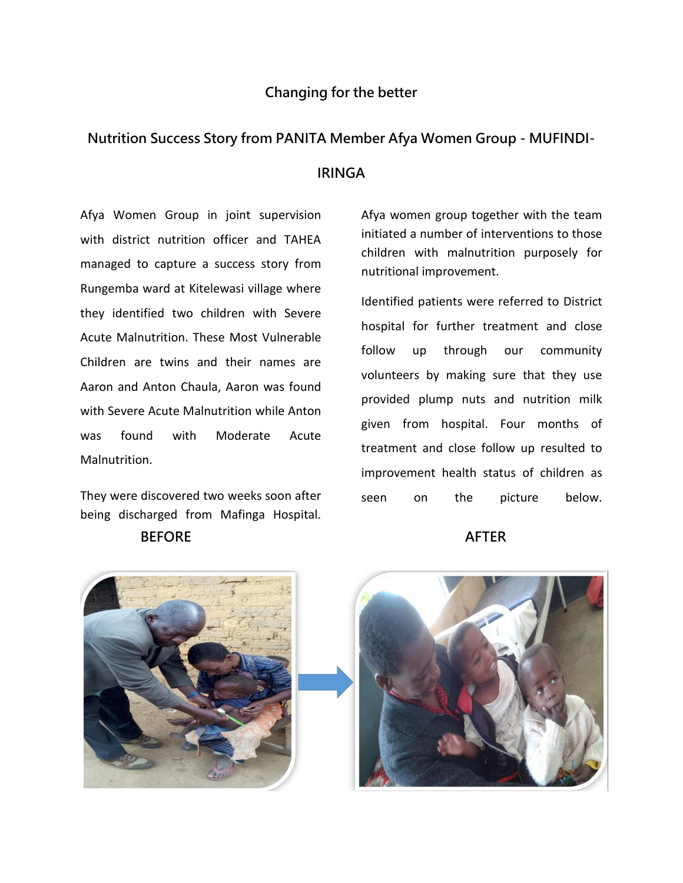## Changing for the better

## Nutrition Success Story from PANITA Member Afya Women Group - MUFINDI-IRINGA

Afya Women Group in joint supervision with district nutrition officer and TAHEA managed to capture a success story from Rungemba ward at Kitelewasi village where they identified two children with Severe Acute Malnutrition. These Most Vulnerable Children are twins and their names are Aaron and Anton Chaula, Aaron was found with Severe Acute Malnutrition while Anton was found with Moderate Acute Malnutrition.

They were discovered two weeks soon after being discharged from Mafinga Hospital.

Afya women group together with the team initiated a number of interventions to those children with malnutrition purposely for nutritional improvement.

Identified patients were referred to District hospital for further treatment and close follow up through our community volunteers by making sure that they use provided plump nuts and nutrition milk given from hospital. Four months of treatment and close follow up resulted to improvement health status of children as seen on the picture below.

**BEFORE** **AFTER**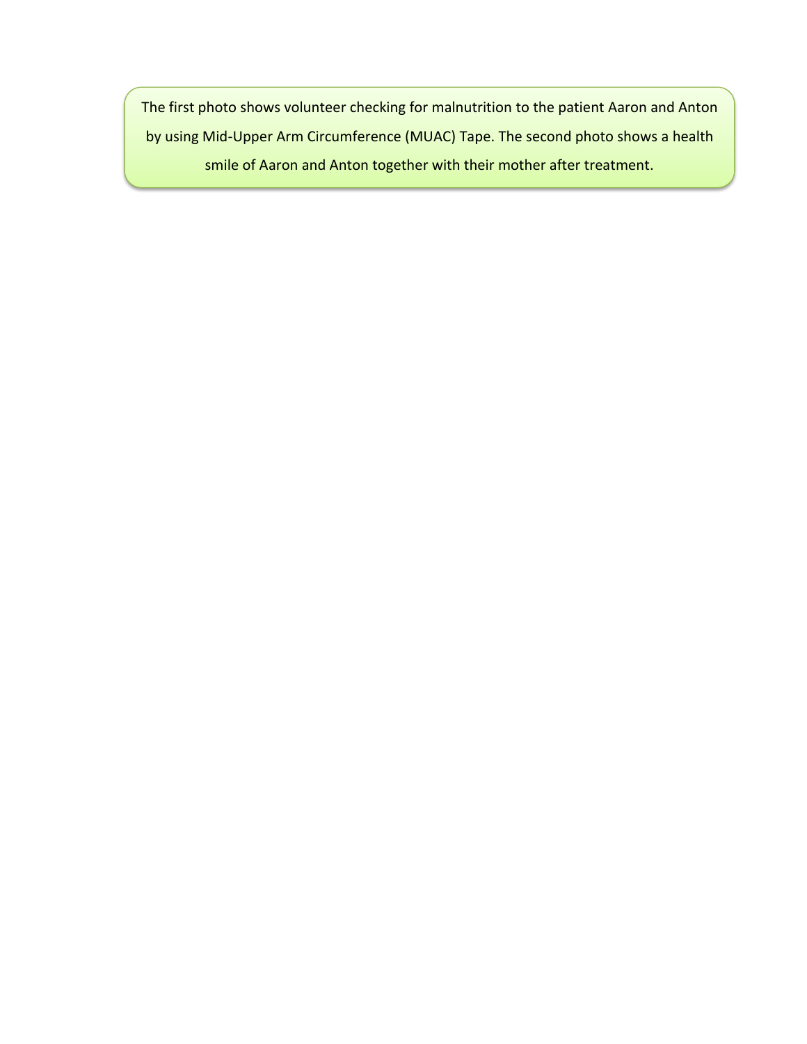The first photo shows volunteer checking for malnutrition to the patient Aaron and Anton by using Mid-Upper Arm Circumference (MUAC) Tape. The second photo shows a health smile of Aaron and Anton together with their mother after treatment.